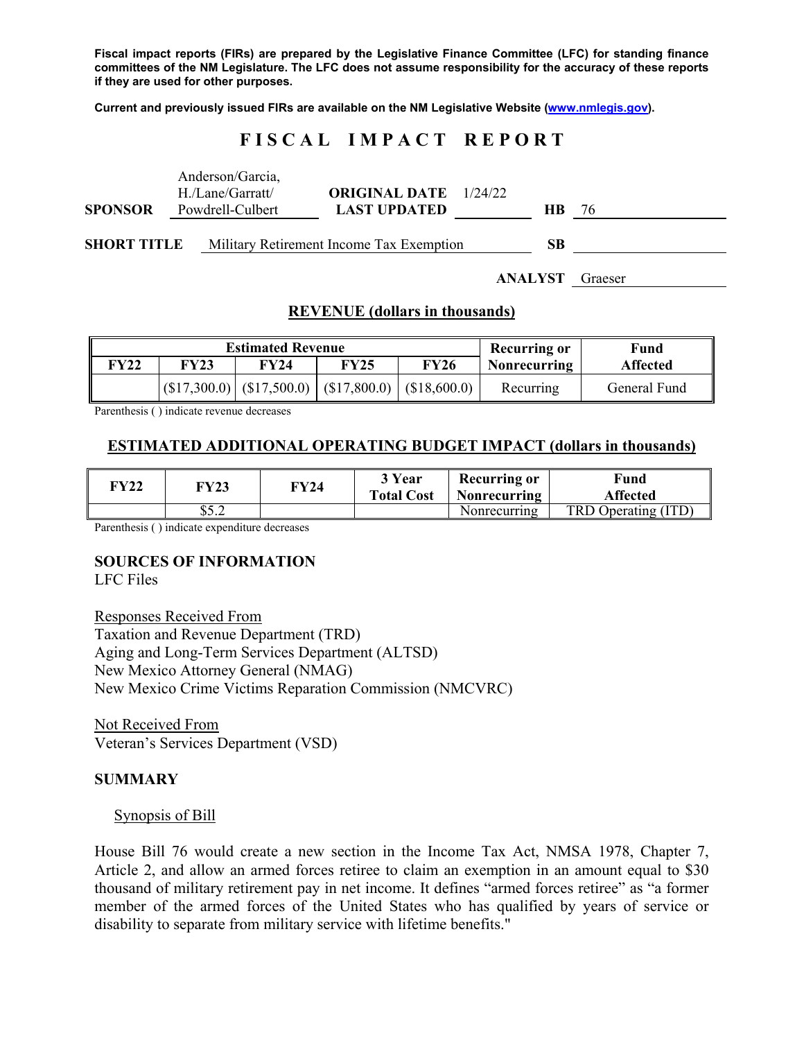**Fiscal impact reports (FIRs) are prepared by the Legislative Finance Committee (LFC) for standing finance committees of the NM Legislature. The LFC does not assume responsibility for the accuracy of these reports if they are used for other purposes.**

**Current and previously issued FIRs are available on the NM Legislative Website (www.nmlegis.gov).**

# FISCAL IMPACT REPORT

| | | | | | |
|---|---|---|---|---|---|
| **SPONSOR** | Anderson/Garcia, H./Lane/Garratt/ Powdrell-Culbert | **ORIGINAL DATE** **LAST UPDATED** | 1/24/22 | **HB** | 76 |
| **SHORT TITLE** | Military Retirement Income Tax Exemption | | | **SB** | |
| | | | | **ANALYST** | Graeser |

## REVENUE (dollars in thousands)

| Estimated Revenue | | | | | Recurring or Nonrecurring | Fund Affected |
|---|---|---|---|---|---|---|
| FY22 | FY23 | FY24 | FY25 | FY26 | | |
| | ($17,300.0) | ($17,500.0) | ($17,800.0) | ($18,600.0) | Recurring | General Fund |

Parenthesis ( ) indicate revenue decreases

## ESTIMATED ADDITIONAL OPERATING BUDGET IMPACT (dollars in thousands)

| FY22 | FY23 | FY24 | 3 Year Total Cost | Recurring or Nonrecurring | Fund Affected |
|---|---|---|---|---|---|
| | $5.2 | | | Nonrecurring | TRD Operating (ITD) |

Parenthesis ( ) indicate expenditure decreases

**SOURCES OF INFORMATION**
LFC Files

Responses Received From
Taxation and Revenue Department (TRD)
Aging and Long-Term Services Department (ALTSD)
New Mexico Attorney General (NMAG)
New Mexico Crime Victims Reparation Commission (NMCVRC)

Not Received From
Veteran's Services Department (VSD)

**SUMMARY**

Synopsis of Bill

House Bill 76 would create a new section in the Income Tax Act, NMSA 1978, Chapter 7, Article 2, and allow an armed forces retiree to claim an exemption in an amount equal to $30 thousand of military retirement pay in net income. It defines "armed forces retiree" as "a former member of the armed forces of the United States who has qualified by years of service or disability to separate from military service with lifetime benefits."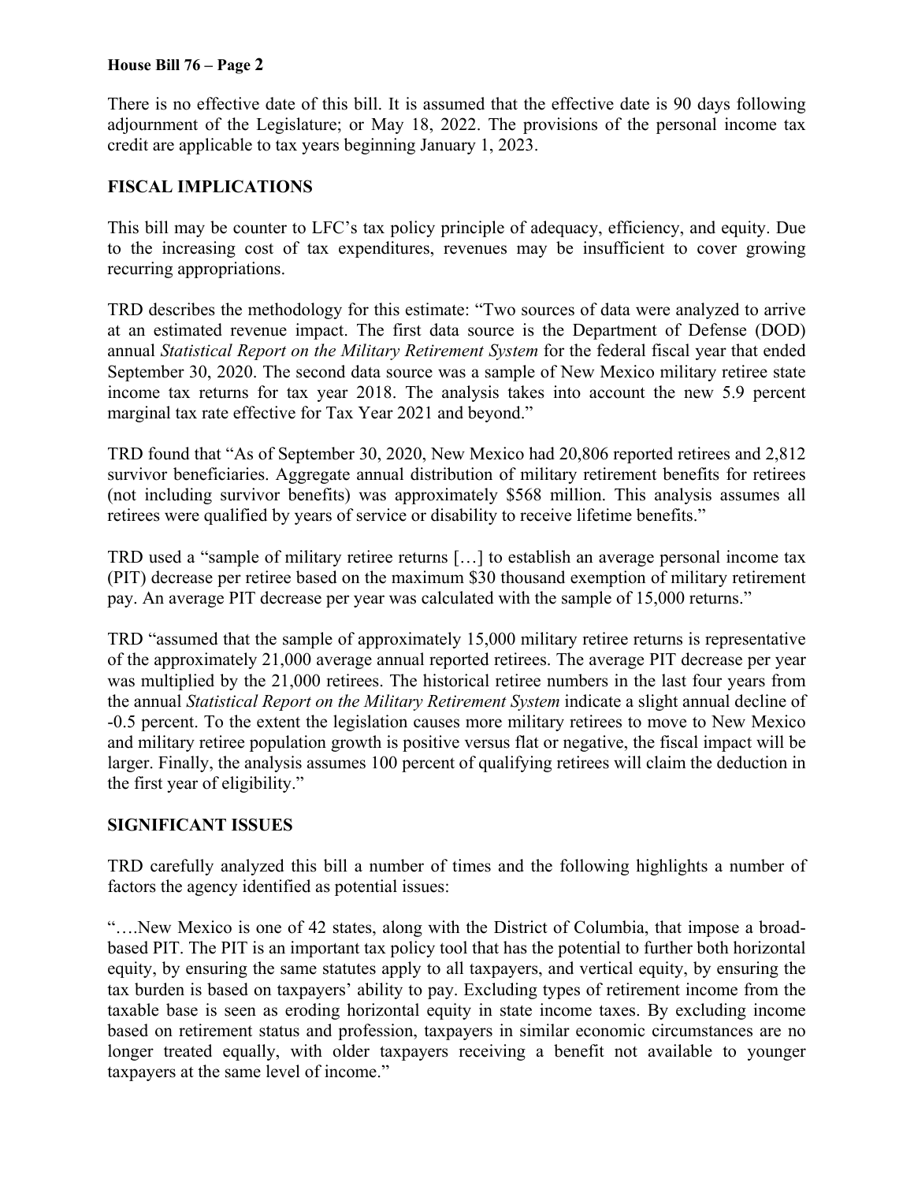There is no effective date of this bill. It is assumed that the effective date is 90 days following adjournment of the Legislature; or May 18, 2022. The provisions of the personal income tax credit are applicable to tax years beginning January 1, 2023.

## FISCAL IMPLICATIONS

This bill may be counter to LFC's tax policy principle of adequacy, efficiency, and equity. Due to the increasing cost of tax expenditures, revenues may be insufficient to cover growing recurring appropriations.

TRD describes the methodology for this estimate: "Two sources of data were analyzed to arrive at an estimated revenue impact. The first data source is the Department of Defense (DOD) annual *Statistical Report on the Military Retirement System* for the federal fiscal year that ended September 30, 2020. The second data source was a sample of New Mexico military retiree state income tax returns for tax year 2018. The analysis takes into account the new 5.9 percent marginal tax rate effective for Tax Year 2021 and beyond."

TRD found that "As of September 30, 2020, New Mexico had 20,806 reported retirees and 2,812 survivor beneficiaries. Aggregate annual distribution of military retirement benefits for retirees (not including survivor benefits) was approximately $568 million. This analysis assumes all retirees were qualified by years of service or disability to receive lifetime benefits."

TRD used a "sample of military retiree returns […] to establish an average personal income tax (PIT) decrease per retiree based on the maximum $30 thousand exemption of military retirement pay. An average PIT decrease per year was calculated with the sample of 15,000 returns."

TRD "assumed that the sample of approximately 15,000 military retiree returns is representative of the approximately 21,000 average annual reported retirees. The average PIT decrease per year was multiplied by the 21,000 retirees. The historical retiree numbers in the last four years from the annual *Statistical Report on the Military Retirement System* indicate a slight annual decline of -0.5 percent. To the extent the legislation causes more military retirees to move to New Mexico and military retiree population growth is positive versus flat or negative, the fiscal impact will be larger. Finally, the analysis assumes 100 percent of qualifying retirees will claim the deduction in the first year of eligibility."

## SIGNIFICANT ISSUES

TRD carefully analyzed this bill a number of times and the following highlights a number of factors the agency identified as potential issues:

"….New Mexico is one of 42 states, along with the District of Columbia, that impose a broad-based PIT. The PIT is an important tax policy tool that has the potential to further both horizontal equity, by ensuring the same statutes apply to all taxpayers, and vertical equity, by ensuring the tax burden is based on taxpayers' ability to pay. Excluding types of retirement income from the taxable base is seen as eroding horizontal equity in state income taxes. By excluding income based on retirement status and profession, taxpayers in similar economic circumstances are no longer treated equally, with older taxpayers receiving a benefit not available to younger taxpayers at the same level of income."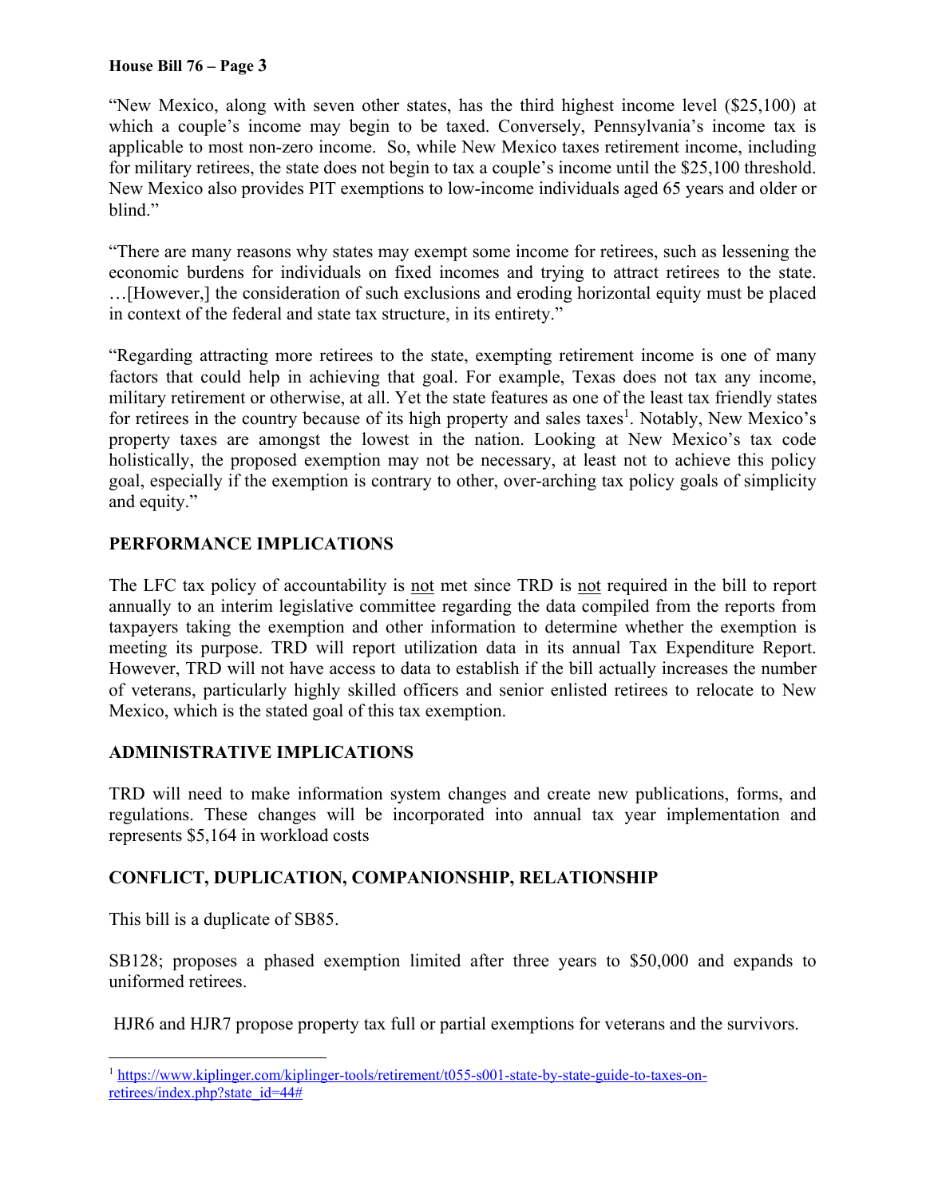"New Mexico, along with seven other states, has the third highest income level ($25,100) at which a couple's income may begin to be taxed. Conversely, Pennsylvania's income tax is applicable to most non-zero income. So, while New Mexico taxes retirement income, including for military retirees, the state does not begin to tax a couple's income until the $25,100 threshold. New Mexico also provides PIT exemptions to low-income individuals aged 65 years and older or blind."

"There are many reasons why states may exempt some income for retirees, such as lessening the economic burdens for individuals on fixed incomes and trying to attract retirees to the state. …[However,] the consideration of such exclusions and eroding horizontal equity must be placed in context of the federal and state tax structure, in its entirety."

"Regarding attracting more retirees to the state, exempting retirement income is one of many factors that could help in achieving that goal. For example, Texas does not tax any income, military retirement or otherwise, at all. Yet the state features as one of the least tax friendly states for retirees in the country because of its high property and sales taxes[1]. Notably, New Mexico's property taxes are amongst the lowest in the nation. Looking at New Mexico's tax code holistically, the proposed exemption may not be necessary, at least not to achieve this policy goal, especially if the exemption is contrary to other, over-arching tax policy goals of simplicity and equity."

## PERFORMANCE IMPLICATIONS

The LFC tax policy of accountability is not met since TRD is not required in the bill to report annually to an interim legislative committee regarding the data compiled from the reports from taxpayers taking the exemption and other information to determine whether the exemption is meeting its purpose. TRD will report utilization data in its annual Tax Expenditure Report. However, TRD will not have access to data to establish if the bill actually increases the number of veterans, particularly highly skilled officers and senior enlisted retirees to relocate to New Mexico, which is the stated goal of this tax exemption.

## ADMINISTRATIVE IMPLICATIONS

TRD will need to make information system changes and create new publications, forms, and regulations. These changes will be incorporated into annual tax year implementation and represents $5,164 in workload costs

## CONFLICT, DUPLICATION, COMPANIONSHIP, RELATIONSHIP

This bill is a duplicate of SB85.

SB128; proposes a phased exemption limited after three years to $50,000 and expands to uniformed retirees.

HJR6 and HJR7 propose property tax full or partial exemptions for veterans and the survivors.

---

[1] https://www.kiplinger.com/kiplinger-tools/retirement/t055-s001-state-by-state-guide-to-taxes-on-retirees/index.php?state_id=44#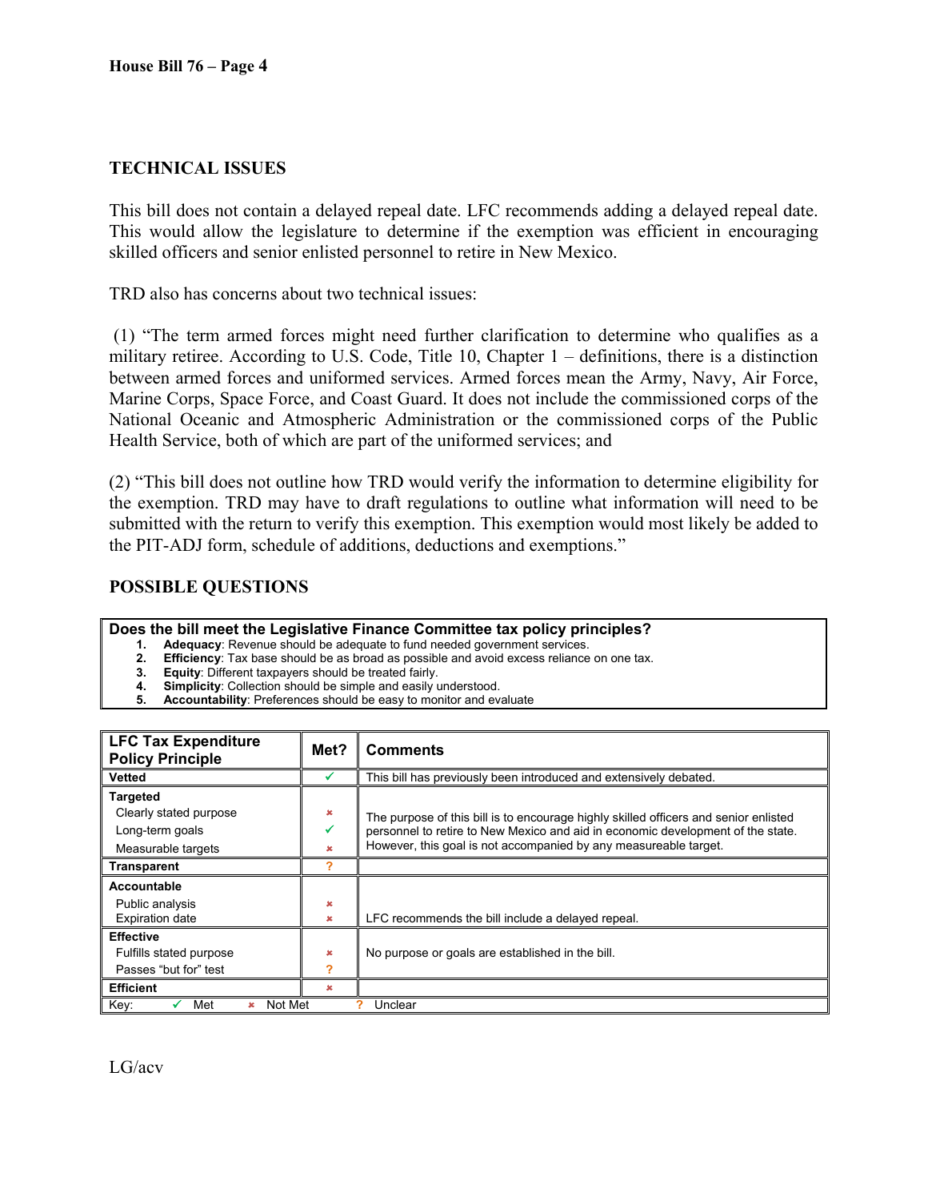## TECHNICAL ISSUES

This bill does not contain a delayed repeal date. LFC recommends adding a delayed repeal date. This would allow the legislature to determine if the exemption was efficient in encouraging skilled officers and senior enlisted personnel to retire in New Mexico.

TRD also has concerns about two technical issues:

(1) "The term armed forces might need further clarification to determine who qualifies as a military retiree. According to U.S. Code, Title 10, Chapter 1 – definitions, there is a distinction between armed forces and uniformed services. Armed forces mean the Army, Navy, Air Force, Marine Corps, Space Force, and Coast Guard. It does not include the commissioned corps of the National Oceanic and Atmospheric Administration or the commissioned corps of the Public Health Service, both of which are part of the uniformed services; and

(2) "This bill does not outline how TRD would verify the information to determine eligibility for the exemption. TRD may have to draft regulations to outline what information will need to be submitted with the return to verify this exemption. This exemption would most likely be added to the PIT-ADJ form, schedule of additions, deductions and exemptions."

## POSSIBLE QUESTIONS

**Does the bill meet the Legislative Finance Committee tax policy principles?**

1. **Adequacy**: Revenue should be adequate to fund needed government services.
2. **Efficiency**: Tax base should be as broad as possible and avoid excess reliance on one tax.
3. **Equity**: Different taxpayers should be treated fairly.
4. **Simplicity**: Collection should be simple and easily understood.
5. **Accountability**: Preferences should be easy to monitor and evaluate

| LFC Tax Expenditure Policy Principle | Met? | Comments |
|---|---|---|
| **Vetted** | ✓ | This bill has previously been introduced and extensively debated. |
| **Targeted** | | The purpose of this bill is to encourage highly skilled officers and senior enlisted personnel to retire to New Mexico and aid in economic development of the state. However, this goal is not accompanied by any measureable target. |
| Clearly stated purpose | ✗ | |
| Long-term goals | ✓ | |
| Measurable targets | ✗ | |
| **Transparent** | ? | |
| **Accountable** | | |
| Public analysis | ✗ | |
| Expiration date | ✗ | LFC recommends the bill include a delayed repeal. |
| **Effective** | | |
| Fulfills stated purpose | ✗ | No purpose or goals are established in the bill. |
| Passes "but for" test | ? | |
| **Efficient** | ✗ | |
| Key: ✓ Met ✗ Not Met ? Unclear | | |

LG/acv